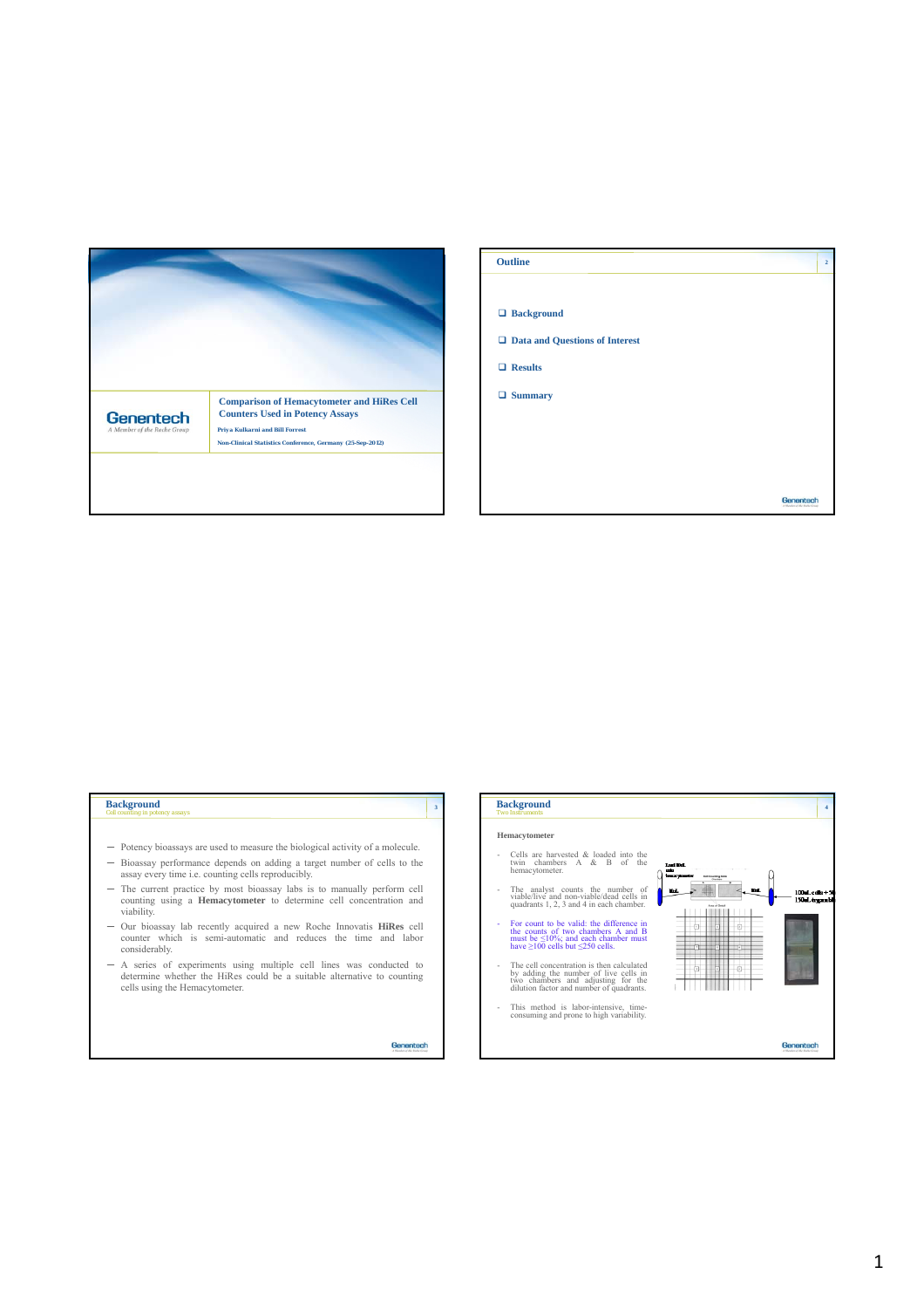## Comparison of Hemacytometer and HiRes Cell Counters Used in Potency Assays

Priya Kulkarni and Bill Forrest

Non-Clinical Statistics Conference, Germany (25-Sep-2012)

---

## Outline

- Background
- Data and Questions of Interest
- Results
- Summary

---

## Background

Cell counting in potency assays

- Potency bioassays are used to measure the biological activity of a molecule.
- Bioassay performance depends on adding a target number of cells to the assay every time i.e. counting cells reproducibly.
- The current practice by most bioassay labs is to manually perform cell counting using a **Hemacytometer** to determine cell concentration and viability.
- Our bioassay lab recently acquired a new Roche Innovatis **HiRes** cell counter which is semi-automatic and reduces the time and labor considerably.
- A series of experiments using multiple cell lines was conducted to determine whether the HiRes could be a suitable alternative to counting cells using the Hemacytometer.

---

## Background

Two Instruments

**Hemacytometer**

- Cells are harvested & loaded into the twin chambers A & B of the hemacytometer.
- The analyst counts the number of viable/live and non-viable/dead cells in quadrants 1, 2, 3 and 4 in each chamber.
- For count to be valid: the difference in the counts of two chambers A and B must be ≤10%; and each chamber must have ≥100 cells but ≤250 cells.
- The cell concentration is then calculated by adding the number of live cells in two chambers and adjusting for the dilution factor and number of quadrants.
- This method is labor-intensive, time-consuming and prone to high variability.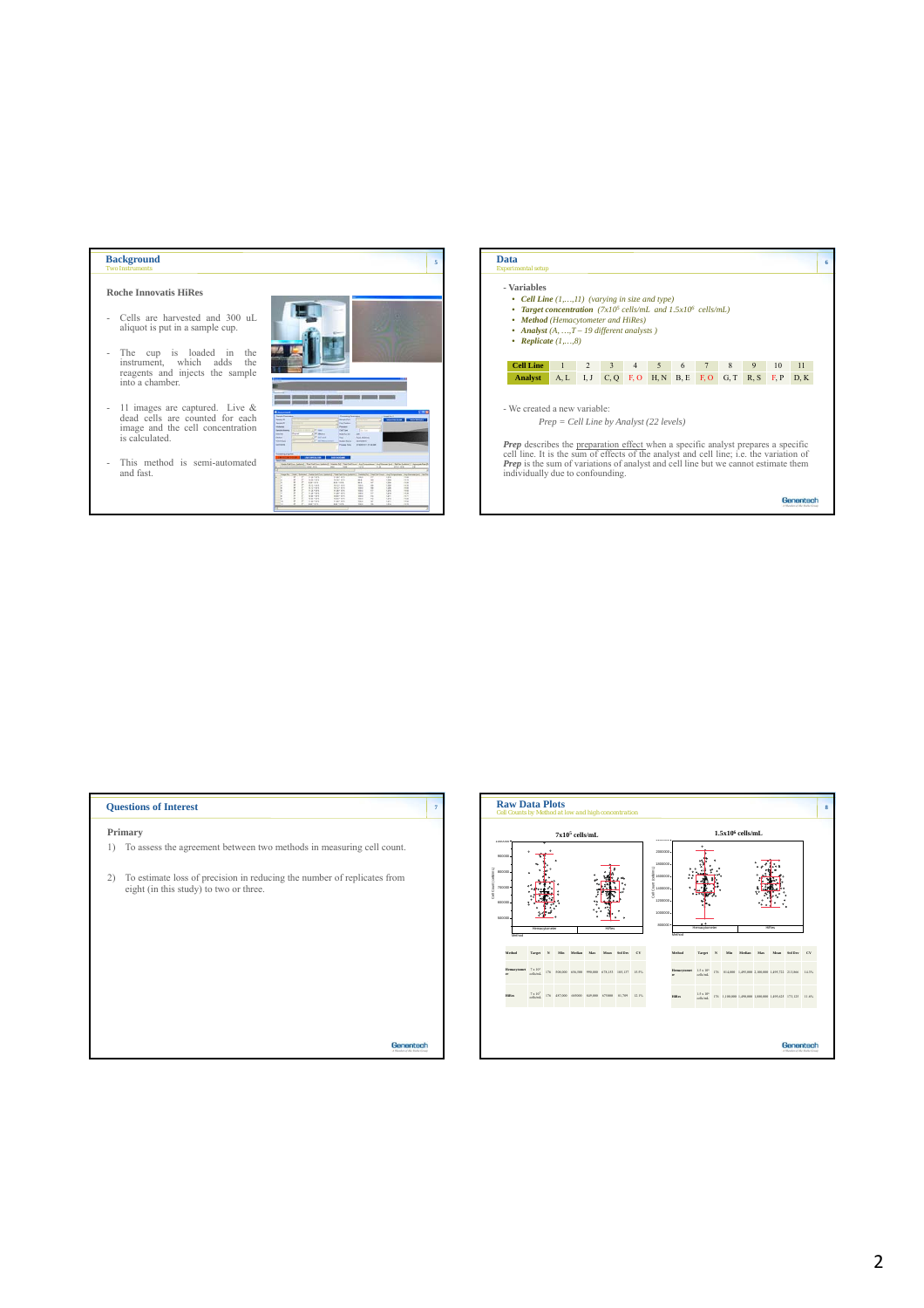## Background

Two Instruments

### Roche Innovatis HiRes

- Cells are harvested and 300 uL aliquot is put in a sample cup.
- The cup is loaded in the instrument, which adds reagents and injects the sample into a chamber.
- 11 images are captured. Live & dead cells are counted for each image and the cell concentration is calculated.
- This method is semi-automated and fast.

## Data

Experimental setup

- Variables
  - *Cell Line (1,…,11) (varying in size and type)*
  - *Target concentration (7x10⁵ cells/mL and 1.5x10⁶ cells/mL)*
  - *Method (Hemacytometer and HiRes)*
  - *Analyst (A, …,T – 19 different analysts )*
  - *Replicate (1,…,8)*

| Cell Line | 1 | 2 | 3 | 4 | 5 | 6 | 7 | 8 | 9 | 10 | 11 |
|---|---|---|---|---|---|---|---|---|---|---|---|
| Analyst | A, L | I, J | C, Q | F, O | H, N | B, E | F, O | G, T | R, S | F, P | D, K |

- We created a new variable:

*Prep = Cell Line by Analyst (22 levels)*

***Prep*** describes the preparation effect when a specific analyst prepares a specific cell line. It is the sum of effects of the analyst and cell line; i.e. the variation of ***Prep*** is the sum of variations of analyst and cell line but we cannot estimate them individually due to confounding.

## Questions of Interest

### Primary

1) To assess the agreement between two methods in measuring cell count.
2) To estimate loss of precision in reducing the number of replicates from eight (in this study) to two or three.

## Raw Data Plots

Cell Counts by Method at low and high concentration

| Method | Target | N | Min | Median | Max | Mean | Std Dev | CV |
|---|---|---|---|---|---|---|---|---|
| Hemacytometer | 7 x 10⁵ cells/mL | 176 | 508,000 | 656,500 | 998,000 | 670,132 | 103,137 | 15.5% |
| HiRes | 7 x 10⁵ cells/mL | 176 | 487,000 | 669000 | 849,000 | 675000 | 81,769 | 12.1% |

| Method | Target | N | Min | Median | Max | Mean | Std Dev | CV |
|---|---|---|---|---|---|---|---|---|
| Hemacytometer | 1.5 x 10⁶ cells/mL | 176 | 914,000 | 1,495,000 | 2,180,000 | 1,469,722 | 213,866 | 14.5% |
| HiRes | 1.5 x 10⁶ cells/mL | 176 | 1,130,000 | 1,496,000 | 1,888,000 | 1,495,021 | 173,123 | 11.6% |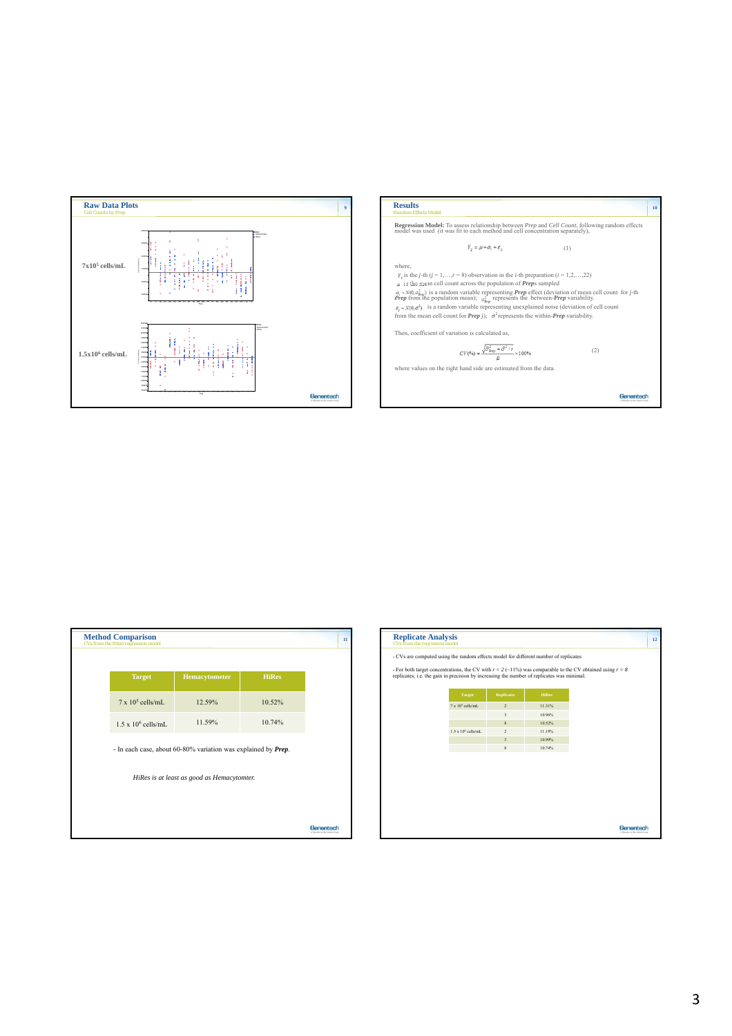## Raw Data Plots

Cell Counts by Prep

**7x10$^5$ cells/mL**

**1.5x10$^6$ cells/mL**

## Results

Random Effects Model

**Regression Model:** To assess relationship between *Prep* and *Cell Count*, following random effects model was used (it was fit to each method and cell concentration separately),

$$Y_{ij} = \mu + \alpha_i + \varepsilon_{ij} \qquad (1)$$

where,

$Y_{ij}$ is the *j*-th ($j = 1,\ldots,r = 8$) observation in the *i*-th preparation ($i = 1,2,\ldots,22$)

$\mu$ is the mean cell count across the population of ***Prep***s sampled

$\alpha_i \sim N(0, \sigma^2_{Prep})$ is a random variable representing ***Prep*** effect (deviation of mean cell count for *j*-th ***Prep*** from the population mean); $\sigma^2_{Prep}$ represents the between-***Prep*** variability.

$\varepsilon_{ij} \sim N(0, \sigma^2)$ is a random variable representing unexplained noise (deviation of cell count from the mean cell count for ***Prep*** *j*); $\sigma^2$ represents the within-***Prep*** variability.

Then, coefficient of variation is calculated as,

$$CV(\%) = \frac{\sqrt{\hat{\sigma}^2_{Prep} + \hat{\sigma}^2 / r}}{\hat{\mu}} \times 100\% \qquad (2)$$

where values on the right hand side are estimated from the data.

## Method Comparison

CVs from the fitted regression model

| Target | Hemacytometer | HiRes |
|---|---|---|
| 7 x 10$^5$ cells/mL | 12.59% | 10.52% |
| 1.5 x 10$^6$ cells/mL | 11.59% | 10.74% |

- In each case, about 60-80% variation was explained by ***Prep***.

*HiRes is at least as good as Hemacytomter.*

## Replicate Analysis

CVs from the regression model

- CVs are computed using the random effects model for different number of replicates

- For both target concentrations, the CV with $r = 2$ (~11%) was comparable to the CV obtained using $r = 8$ replicates; i.e. the gain in precision by increasing the number of replicates was minimal.

| Target | Replicates | HiRes |
|---|---|---|
| 7 x 10$^5$ cells/mL | 2 | 11.31% |
| | 3 | 10.96% |
| | 8 | 10.52% |
| 1.5 x 10$^6$ cells/mL | 2 | 11.19% |
| | 3 | 10.99% |
| | 8 | 10.74% |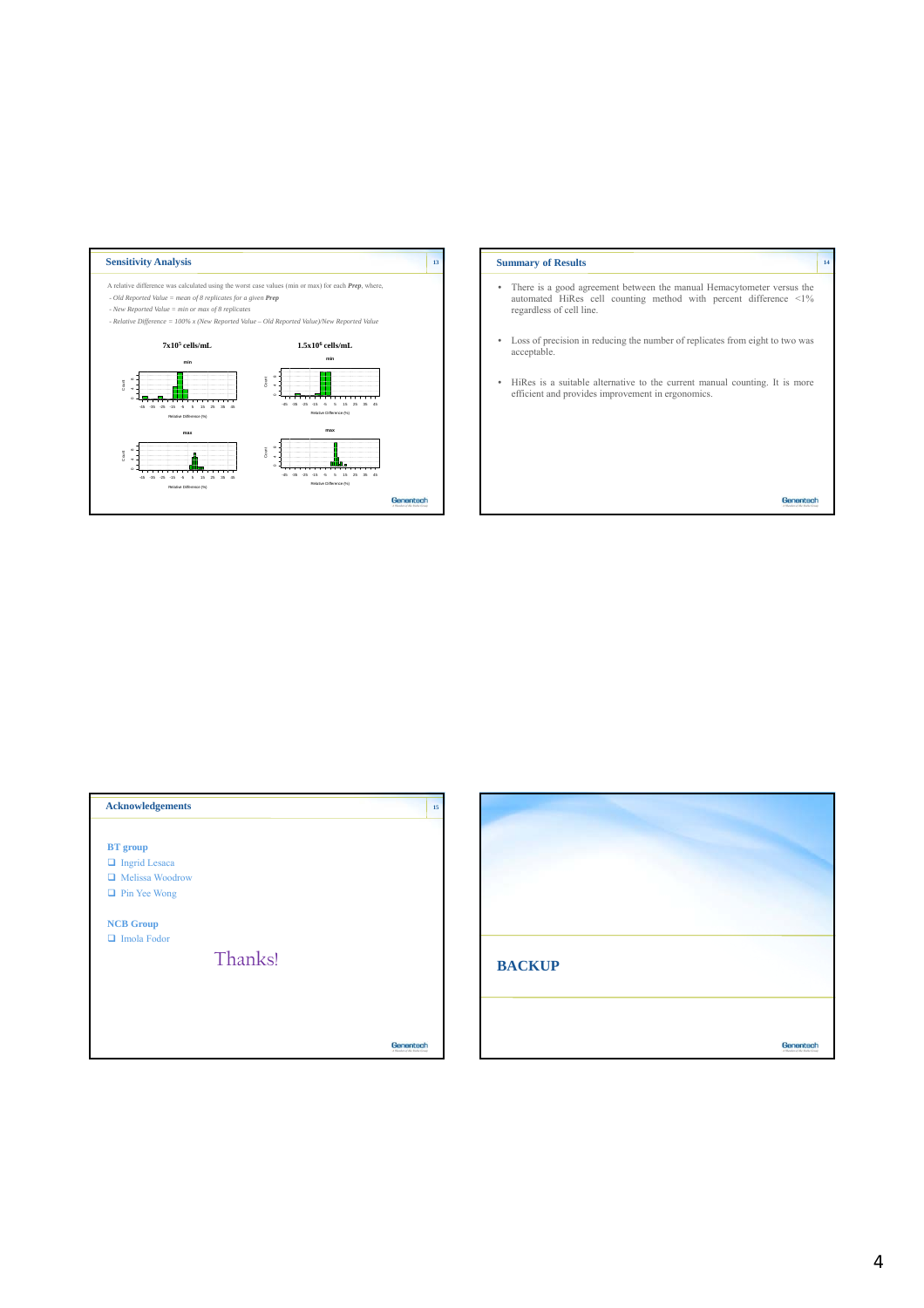## Sensitivity Analysis

A relative difference was calculated using the worst case values (min or max) for each *Prep*, where,

- *Old Reported Value = mean of 8 replicates for a given* ***Prep***
- *New Reported Value = min or max of 8 replicates*
- *Relative Difference = 100% x (New Reported Value – Old Reported Value)/New Reported Value*

**$7x10^5$ cells/mL**

**$1.5x10^6$ cells/mL**

min

max

Relative Difference (%)

## Summary of Results

- There is a good agreement between the manual Hemacytometer versus the automated HiRes cell counting method with percent difference <1% regardless of cell line.
- Loss of precision in reducing the number of replicates from eight to two was acceptable.
- HiRes is a suitable alternative to the current manual counting. It is more efficient and provides improvement in ergonomics.

## Acknowledgements

**BT group**

- Ingrid Lesaca
- Melissa Woodrow
- Pin Yee Wong

**NCB Group**

- Imola Fodor

Thanks!

## BACKUP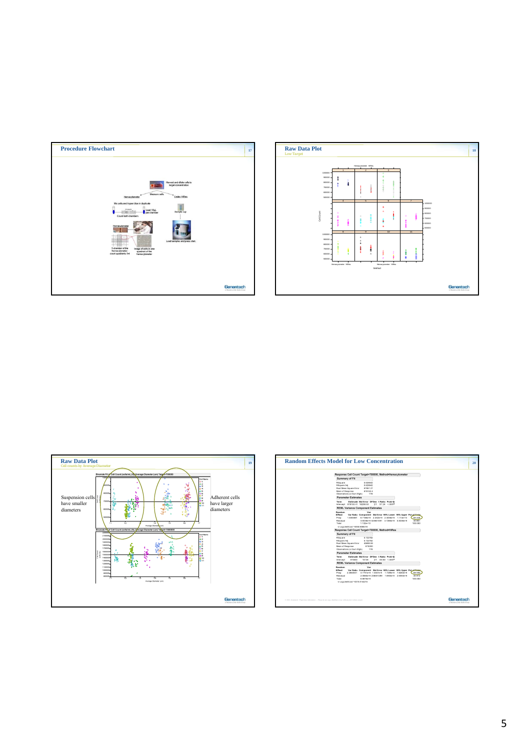## Procedure Flowchart

Harvest and dilute cells to target concentration

Measure cells

Hemacytometer

Cedex HiRes

Mix cells and trypan blue in duplicate

Load 10μL per chamber

Count both chambers

Sample cup

Hemacytometer

Load samples and press start.

1 chamber of the hemacytometer: count quadrants 1-4

Image of cells in one quadrant of the hemacytometer

## Raw Data Plot

Low Target

## Raw Data Plot

Cell counts by Average Diameter

Suspension cells have smaller diameters

Adherent cells have larger diameters

## Random Effects Model for Low Concentration

Response Cell Count Target=700000, Method=Hemacytometer

**Summary of Fit**

| | |
|---|---|
| RSquare | 0.629942 |
| RSquare Adj | 0.629942 |
| Root Mean Square Error | 67661.27 |
| Mean of Response | 678103.4 |
| Observations (or Sum Wgts) | 176 |

**Parameter Estimates**

| Term | Estimate | Std Error | DFDen | t Ratio | Prob>\|t\| |
|---|---|---|---|---|---|
| Intercept | 678103.41 | 18209.03 | 2/1 | 37.24 | <.0001* |

**REML Variance Component Estimates**

| Random Effect | Var Ratio | Var Component | Std Error | 95% Lower | 95% Upper | Pct of Total |
|---|---|---|---|---|---|---|
| Prep | 1.4560851 | 6.7166e+9 | 2.252e+9 | 2.3048e+9 | 1.113e+10 | 59.339 |
| Residual | | 4.6038e+9 | 524601061 | 3.7268e+9 | 5.8336e+9 | 40.661 |
| Total | | 1.132e+10 | | | | 100.000 |

-2 LogLikelihood 4488.9068374

Response Cell Count Target=700000, Method=HiRes

**Summary of Fit**

| | |
|---|---|
| RSquare | 0.722782 |
| RSquare Adj | 0.722782 |
| Root Mean Square Error | 45669.93 |
| Mean of Response | 675080 |
| Observations (or Sum Wgts) | 176 |

**Parameter Estimates**

| Term | Estimate | Std Error | DFDen | t Ratio | Prob>\|t\| |
|---|---|---|---|---|---|
| Intercept | 674800 | 15136 | 2/1 | 44.60 | <.0001* |

**REML Variance Component Estimates**

| Random Effect | Var Ratio | Var Component | Std Error | 95% Lower | 95% Upper | Pct of Total |
|---|---|---|---|---|---|---|
| Prep | 2.2863601 | 4.7761e+9 | 1.5687e+9 | 1.7296e+9 | 7.8263e+9 | 69.590 |
| Residual | | 2.0865e+9 | 236007266 | 1.6938e+9 | 2.6603e+9 | 30.410 |
| Total | | 6.8676e+9 | | | | 100.000 |

-2 LogLikelihood 4316.4142273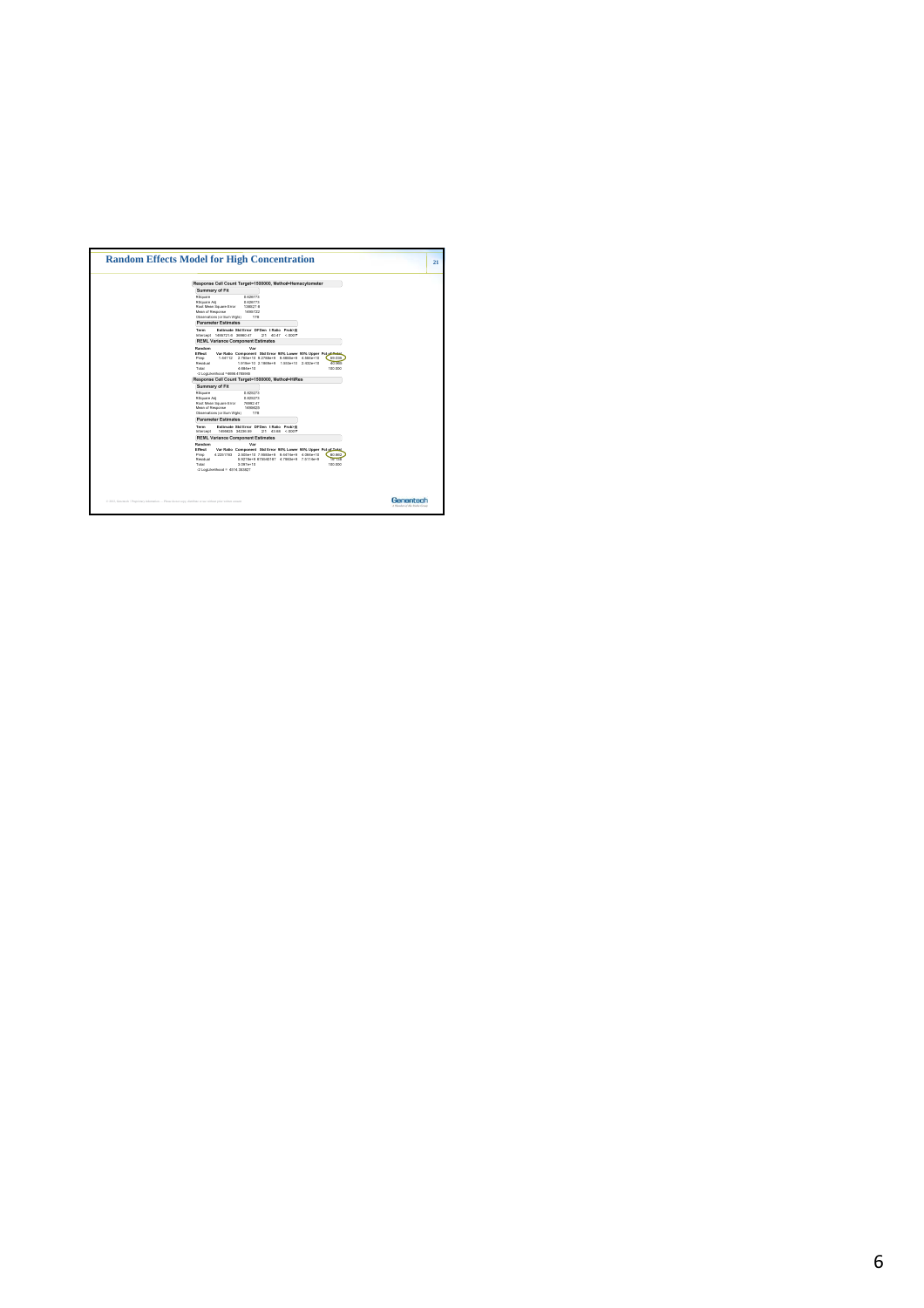# Random Effects Model for High Concentration

**Response Cell Count Target=1500000, Method=Hemacytometer**

**Summary of Fit**

| | |
|---|---|
| RSquare | 0.626773 |
| RSquare Adj | 0.626773 |
| Root Mean Square Error | 138627.8 |
| Mean of Response | 1490722 |
| Observations (or Sum Wgts) | 178 |

**Parameter Estimates**

| Term | Estimate | Std Error | DFDen | t Ratio | Prob>\|t\| |
|---|---|---|---|---|---|
| Intercept | 1490721.6 | 36960.47 | 27 | 40.47 | <.0001* |

**REML Variance Component Estimates**

| Random Effect | Var Ratio | Var Component | Std Error | 95% Lower | 95% Upper | Pct of Total |
|---|---|---|---|---|---|---|
| Prep | 1.44112 | 2.769e+10 | 8.2768e+9 | 6.6665e+9 | 4.094e+10 | 59.035 |
| Residual | | 1.918e+10 | 2.1868e+9 | 1.553e+10 | 2.422e+10 | 40.965 |
| Total | | 4.696e+10 | | | | 100.000 |

-2 LogLikelihood = 4698.4780585

**Response Cell Count Target=1500000, Method=HiRes**

**Summary of Fit**

| | |
|---|---|
| RSquare | 0.820273 |
| RSquare Adj | 0.820273 |
| Root Mean Square Error | 76867.47 |
| Mean of Response | 1498826 |
| Observations (or Sum Wgts) | 178 |

**Parameter Estimates**

| Term | Estimate | Std Error | DFDen | t Ratio | Prob>\|t\| |
|---|---|---|---|---|---|
| Intercept | 1498826 | 34236.90 | 27 | 43.86 | <.0001* |

**REML Variance Component Estimates**

| Random Effect | Var Ratio | Var Component | Std Error | 95% Lower | 95% Upper | Pct of Total |
|---|---|---|---|---|---|---|
| Prep | 4.2251792 | 2.505e+10 | 7.0665e+9 | 9.6474e+9 | 4.064e+10 | 80.862 |
| Residual | | 5.9275e+9 | 670540161 | 4.7563e+9 | 7.5174e+9 | 19.138 |
| Total | | 3.097e+10 | | | | 100.000 |

-2 LogLikelihood = 4514.385827